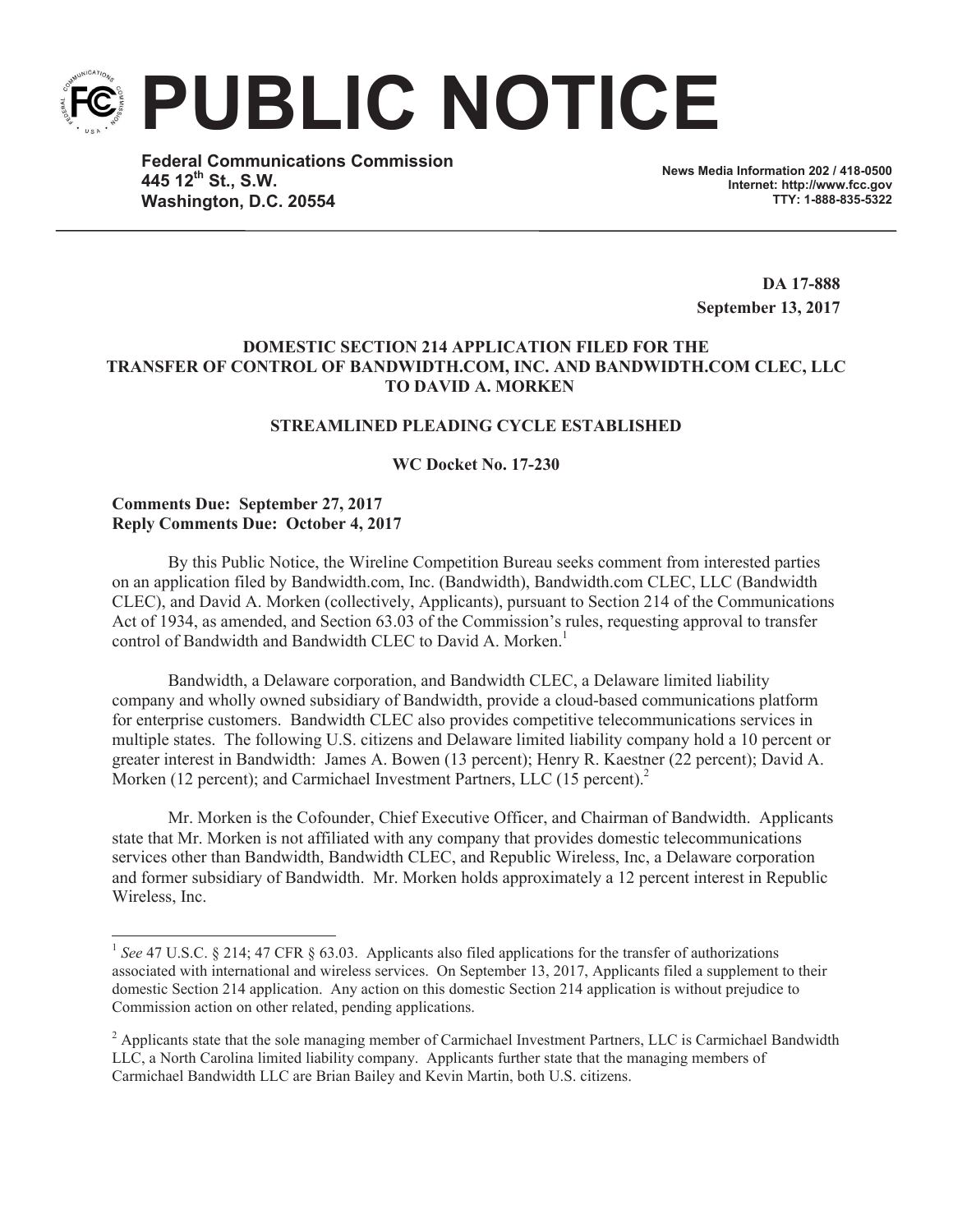# PUBLIC NOTICE

**Federal Communications Commission**
**445 12th St., S.W.**
**Washington, D.C. 20554**

**News Media Information 202 / 418-0500**
**Internet: http://www.fcc.gov**
**TTY: 1-888-835-5322**

**DA 17-888**
**September 13, 2017**

**DOMESTIC SECTION 214 APPLICATION FILED FOR THE TRANSFER OF CONTROL OF BANDWIDTH.COM, INC. AND BANDWIDTH.COM CLEC, LLC TO DAVID A. MORKEN**

**STREAMLINED PLEADING CYCLE ESTABLISHED**

**WC Docket No. 17-230**

**Comments Due: September 27, 2017**
**Reply Comments Due: October 4, 2017**

By this Public Notice, the Wireline Competition Bureau seeks comment from interested parties on an application filed by Bandwidth.com, Inc. (Bandwidth), Bandwidth.com CLEC, LLC (Bandwidth CLEC), and David A. Morken (collectively, Applicants), pursuant to Section 214 of the Communications Act of 1934, as amended, and Section 63.03 of the Commission's rules, requesting approval to transfer control of Bandwidth and Bandwidth CLEC to David A. Morken.[1]

Bandwidth, a Delaware corporation, and Bandwidth CLEC, a Delaware limited liability company and wholly owned subsidiary of Bandwidth, provide a cloud-based communications platform for enterprise customers. Bandwidth CLEC also provides competitive telecommunications services in multiple states. The following U.S. citizens and Delaware limited liability company hold a 10 percent or greater interest in Bandwidth: James A. Bowen (13 percent); Henry R. Kaestner (22 percent); David A. Morken (12 percent); and Carmichael Investment Partners, LLC (15 percent).[2]

Mr. Morken is the Cofounder, Chief Executive Officer, and Chairman of Bandwidth. Applicants state that Mr. Morken is not affiliated with any company that provides domestic telecommunications services other than Bandwidth, Bandwidth CLEC, and Republic Wireless, Inc, a Delaware corporation and former subsidiary of Bandwidth. Mr. Morken holds approximately a 12 percent interest in Republic Wireless, Inc.

---

[1] *See* 47 U.S.C. § 214; 47 CFR § 63.03. Applicants also filed applications for the transfer of authorizations associated with international and wireless services. On September 13, 2017, Applicants filed a supplement to their domestic Section 214 application. Any action on this domestic Section 214 application is without prejudice to Commission action on other related, pending applications.

[2] Applicants state that the sole managing member of Carmichael Investment Partners, LLC is Carmichael Bandwidth LLC, a North Carolina limited liability company. Applicants further state that the managing members of Carmichael Bandwidth LLC are Brian Bailey and Kevin Martin, both U.S. citizens.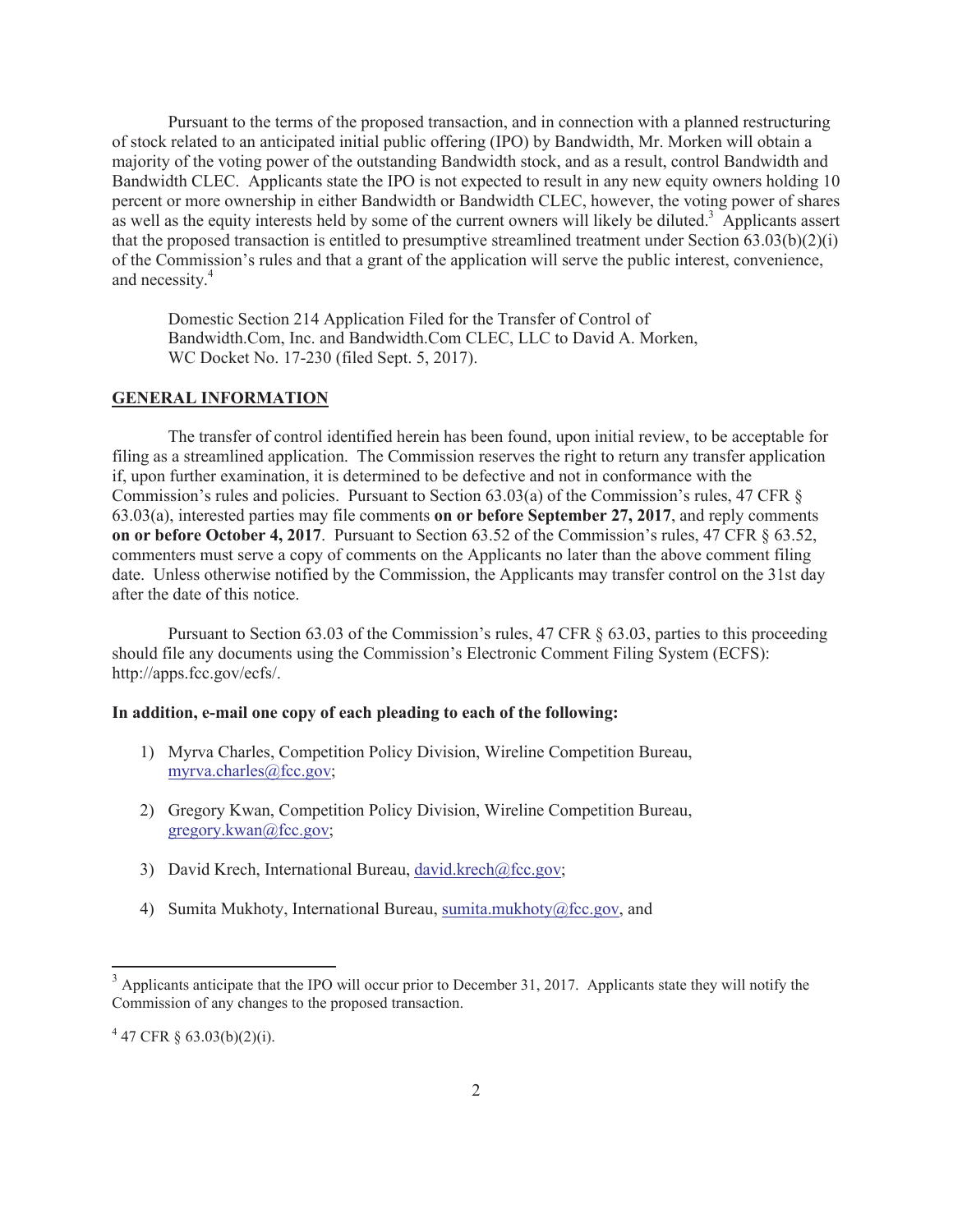Pursuant to the terms of the proposed transaction, and in connection with a planned restructuring of stock related to an anticipated initial public offering (IPO) by Bandwidth, Mr. Morken will obtain a majority of the voting power of the outstanding Bandwidth stock, and as a result, control Bandwidth and Bandwidth CLEC. Applicants state the IPO is not expected to result in any new equity owners holding 10 percent or more ownership in either Bandwidth or Bandwidth CLEC, however, the voting power of shares as well as the equity interests held by some of the current owners will likely be diluted.[3] Applicants assert that the proposed transaction is entitled to presumptive streamlined treatment under Section 63.03(b)(2)(i) of the Commission's rules and that a grant of the application will serve the public interest, convenience, and necessity.[4]

Domestic Section 214 Application Filed for the Transfer of Control of Bandwidth.Com, Inc. and Bandwidth.Com CLEC, LLC to David A. Morken, WC Docket No. 17-230 (filed Sept. 5, 2017).

## GENERAL INFORMATION

The transfer of control identified herein has been found, upon initial review, to be acceptable for filing as a streamlined application. The Commission reserves the right to return any transfer application if, upon further examination, it is determined to be defective and not in conformance with the Commission's rules and policies. Pursuant to Section 63.03(a) of the Commission's rules, 47 CFR § 63.03(a), interested parties may file comments **on or before September 27, 2017**, and reply comments **on or before October 4, 2017**. Pursuant to Section 63.52 of the Commission's rules, 47 CFR § 63.52, commenters must serve a copy of comments on the Applicants no later than the above comment filing date. Unless otherwise notified by the Commission, the Applicants may transfer control on the 31st day after the date of this notice.

Pursuant to Section 63.03 of the Commission's rules, 47 CFR § 63.03, parties to this proceeding should file any documents using the Commission's Electronic Comment Filing System (ECFS): http://apps.fcc.gov/ecfs/.

**In addition, e-mail one copy of each pleading to each of the following:**

1) Myrva Charles, Competition Policy Division, Wireline Competition Bureau, myrva.charles@fcc.gov;

2) Gregory Kwan, Competition Policy Division, Wireline Competition Bureau, gregory.kwan@fcc.gov;

3) David Krech, International Bureau, david.krech@fcc.gov;

4) Sumita Mukhoty, International Bureau, sumita.mukhoty@fcc.gov, and

---

[3] Applicants anticipate that the IPO will occur prior to December 31, 2017. Applicants state they will notify the Commission of any changes to the proposed transaction.

[4] 47 CFR § 63.03(b)(2)(i).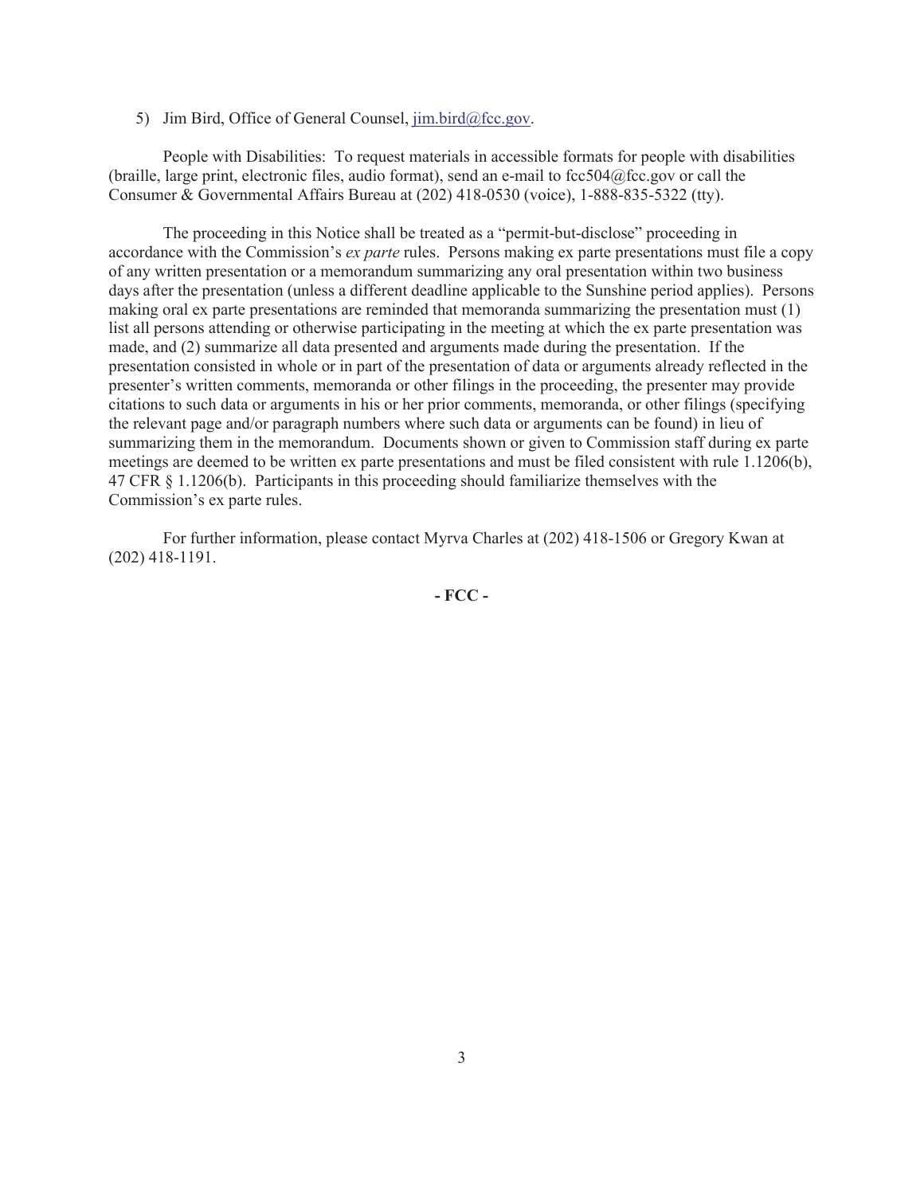5) Jim Bird, Office of General Counsel, jim.bird@fcc.gov.

People with Disabilities: To request materials in accessible formats for people with disabilities (braille, large print, electronic files, audio format), send an e-mail to fcc504@fcc.gov or call the Consumer & Governmental Affairs Bureau at (202) 418-0530 (voice), 1-888-835-5322 (tty).

The proceeding in this Notice shall be treated as a "permit-but-disclose" proceeding in accordance with the Commission's *ex parte* rules. Persons making ex parte presentations must file a copy of any written presentation or a memorandum summarizing any oral presentation within two business days after the presentation (unless a different deadline applicable to the Sunshine period applies). Persons making oral ex parte presentations are reminded that memoranda summarizing the presentation must (1) list all persons attending or otherwise participating in the meeting at which the ex parte presentation was made, and (2) summarize all data presented and arguments made during the presentation. If the presentation consisted in whole or in part of the presentation of data or arguments already reflected in the presenter's written comments, memoranda or other filings in the proceeding, the presenter may provide citations to such data or arguments in his or her prior comments, memoranda, or other filings (specifying the relevant page and/or paragraph numbers where such data or arguments can be found) in lieu of summarizing them in the memorandum. Documents shown or given to Commission staff during ex parte meetings are deemed to be written ex parte presentations and must be filed consistent with rule 1.1206(b), 47 CFR § 1.1206(b). Participants in this proceeding should familiarize themselves with the Commission's ex parte rules.

For further information, please contact Myrva Charles at (202) 418-1506 or Gregory Kwan at (202) 418-1191.

**- FCC -**